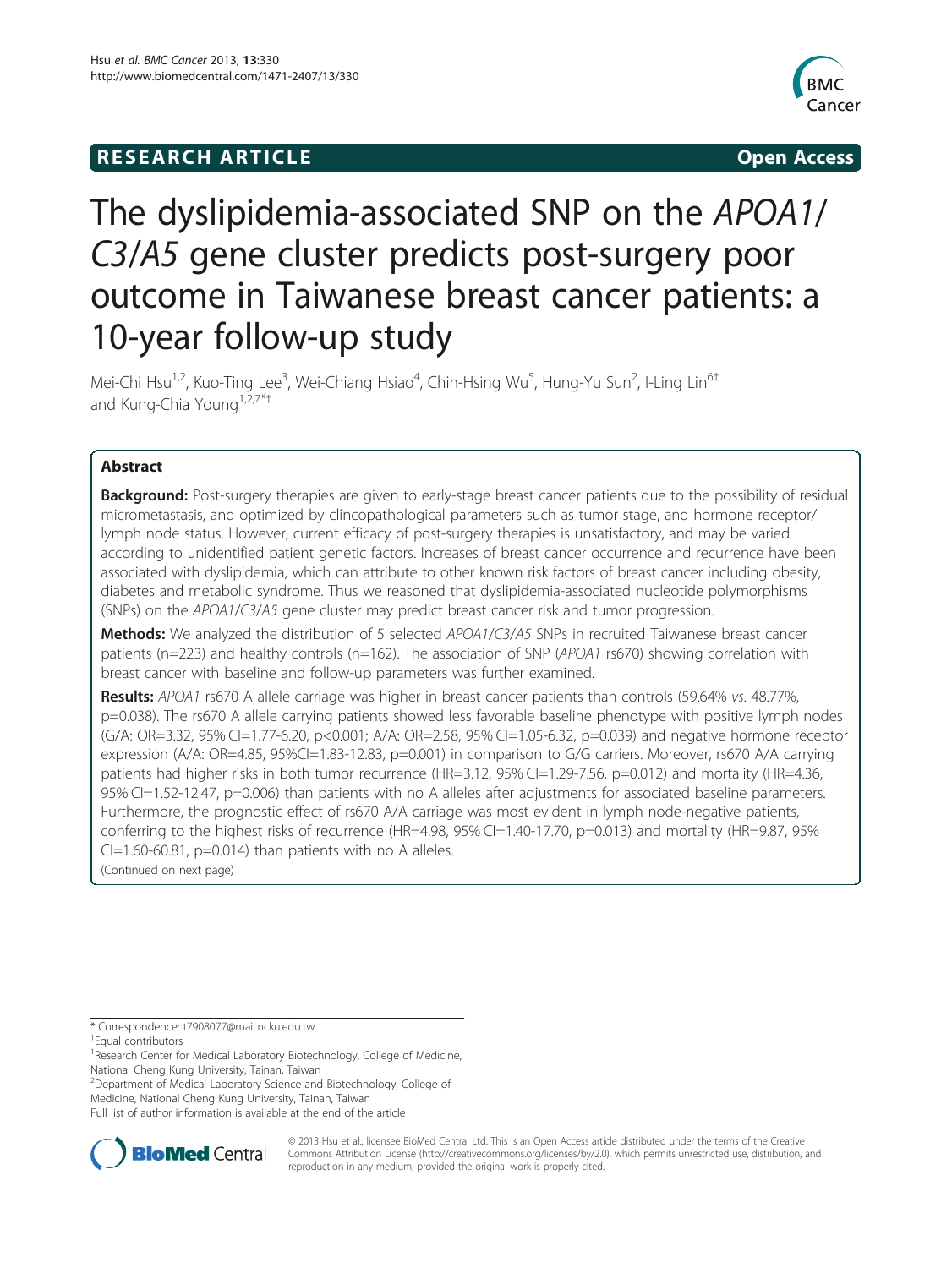# RESEARCH ARTICLE

Open Access

# The dyslipidemia-associated SNP on the *APOA1/C3/A5* gene cluster predicts post-surgery poor outcome in Taiwanese breast cancer patients: a 10-year follow-up study

Mei-Chi Hsu[1,2], Kuo-Ting Lee[3], Wei-Chiang Hsiao[4], Chih-Hsing Wu[5], Hung-Yu Sun[2], I-Ling Lin[6†] and Kung-Chia Young[1,2,7*†]

## Abstract

**Background:** Post-surgery therapies are given to early-stage breast cancer patients due to the possibility of residual micrometastasis, and optimized by clincopathological parameters such as tumor stage, and hormone receptor/lymph node status. However, current efficacy of post-surgery therapies is unsatisfactory, and may be varied according to unidentified patient genetic factors. Increases of breast cancer occurrence and recurrence have been associated with dyslipidemia, which can attribute to other known risk factors of breast cancer including obesity, diabetes and metabolic syndrome. Thus we reasoned that dyslipidemia-associated nucleotide polymorphisms (SNPs) on the *APOA1/C3/A5* gene cluster may predict breast cancer risk and tumor progression.

**Methods:** We analyzed the distribution of 5 selected *APOA1/C3/A5* SNPs in recruited Taiwanese breast cancer patients (n=223) and healthy controls (n=162). The association of SNP (*APOA1* rs670) showing correlation with breast cancer with baseline and follow-up parameters was further examined.

**Results:** *APOA1* rs670 A allele carriage was higher in breast cancer patients than controls (59.64% *vs.* 48.77%, p=0.038). The rs670 A allele carrying patients showed less favorable baseline phenotype with positive lymph nodes (G/A: OR=3.32, 95% CI=1.77-6.20, p<0.001; A/A: OR=2.58, 95% CI=1.05-6.32, p=0.039) and negative hormone receptor expression (A/A: OR=4.85, 95%CI=1.83-12.83, p=0.001) in comparison to G/G carriers. Moreover, rs670 A/A carrying patients had higher risks in both tumor recurrence (HR=3.12, 95% CI=1.29-7.56, p=0.012) and mortality (HR=4.36, 95% CI=1.52-12.47, p=0.006) than patients with no A alleles after adjustments for associated baseline parameters. Furthermore, the prognostic effect of rs670 A/A carriage was most evident in lymph node-negative patients, conferring to the highest risks of recurrence (HR=4.98, 95% CI=1.40-17.70, p=0.013) and mortality (HR=9.87, 95% CI=1.60-60.81, p=0.014) than patients with no A alleles.

(Continued on next page)

\* Correspondence: t7908077@mail.ncku.edu.tw

†Equal contributors

[1]Research Center for Medical Laboratory Biotechnology, College of Medicine, National Cheng Kung University, Tainan, Taiwan

[2]Department of Medical Laboratory Science and Biotechnology, College of Medicine, National Cheng Kung University, Tainan, Taiwan

Full list of author information is available at the end of the article

© 2013 Hsu et al.; licensee BioMed Central Ltd. This is an Open Access article distributed under the terms of the Creative Commons Attribution License (http://creativecommons.org/licenses/by/2.0), which permits unrestricted use, distribution, and reproduction in any medium, provided the original work is properly cited.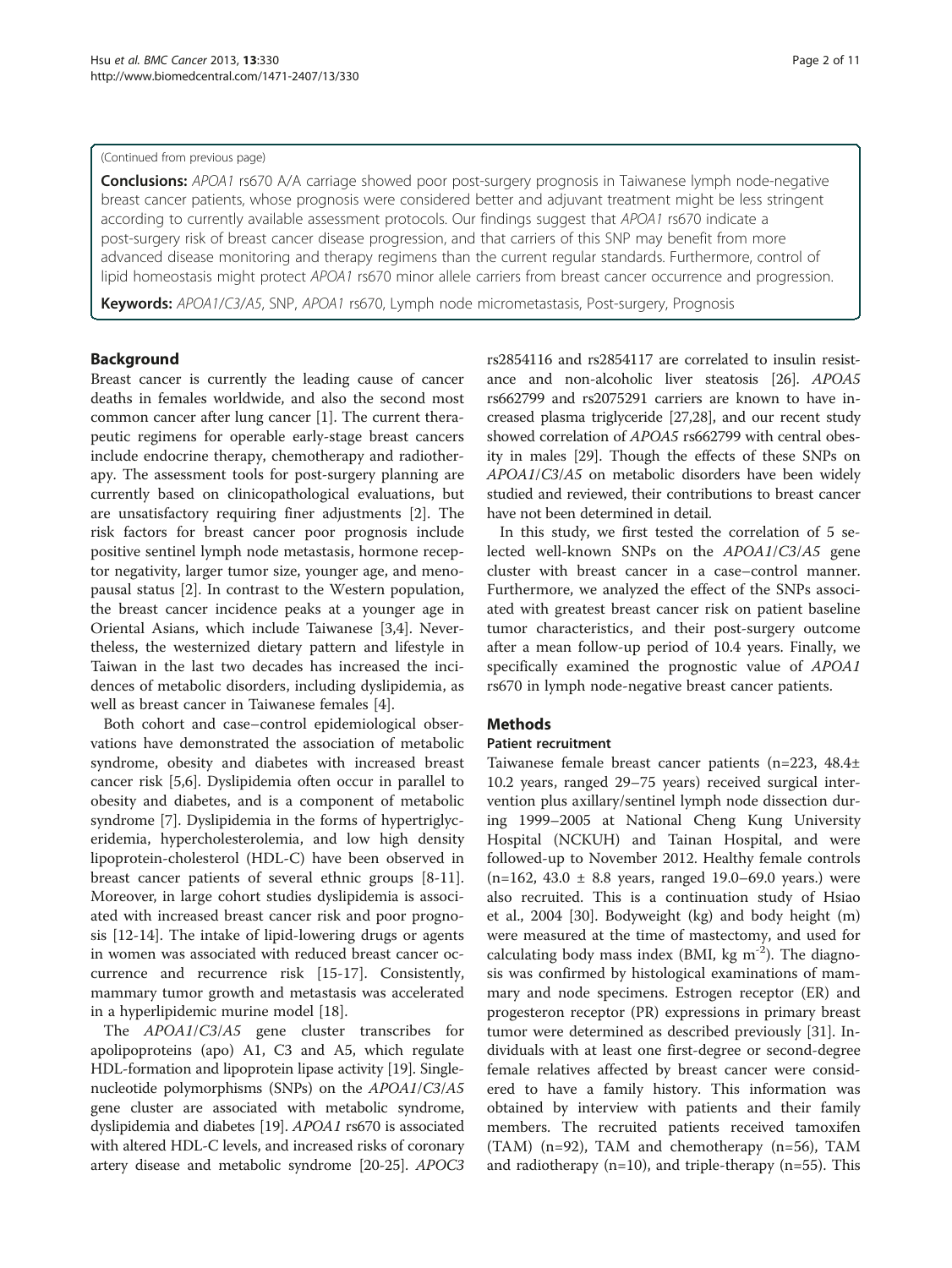(Continued from previous page)

**Conclusions:** *APOA1* rs670 A/A carriage showed poor post-surgery prognosis in Taiwanese lymph node-negative breast cancer patients, whose prognosis were considered better and adjuvant treatment might be less stringent according to currently available assessment protocols. Our findings suggest that *APOA1* rs670 indicate a post-surgery risk of breast cancer disease progression, and that carriers of this SNP may benefit from more advanced disease monitoring and therapy regimens than the current regular standards. Furthermore, control of lipid homeostasis might protect *APOA1* rs670 minor allele carriers from breast cancer occurrence and progression.

**Keywords:** *APOA1/C3/A5*, SNP, *APOA1* rs670, Lymph node micrometastasis, Post-surgery, Prognosis

## Background

Breast cancer is currently the leading cause of cancer deaths in females worldwide, and also the second most common cancer after lung cancer [1]. The current therapeutic regimens for operable early-stage breast cancers include endocrine therapy, chemotherapy and radiotherapy. The assessment tools for post-surgery planning are currently based on clinicopathological evaluations, but are unsatisfactory requiring finer adjustments [2]. The risk factors for breast cancer poor prognosis include positive sentinel lymph node metastasis, hormone receptor negativity, larger tumor size, younger age, and menopausal status [2]. In contrast to the Western population, the breast cancer incidence peaks at a younger age in Oriental Asians, which include Taiwanese [3,4]. Nevertheless, the westernized dietary pattern and lifestyle in Taiwan in the last two decades has increased the incidences of metabolic disorders, including dyslipidemia, as well as breast cancer in Taiwanese females [4].

Both cohort and case–control epidemiological observations have demonstrated the association of metabolic syndrome, obesity and diabetes with increased breast cancer risk [5,6]. Dyslipidemia often occur in parallel to obesity and diabetes, and is a component of metabolic syndrome [7]. Dyslipidemia in the forms of hypertriglyceridemia, hypercholesterolemia, and low high density lipoprotein-cholesterol (HDL-C) have been observed in breast cancer patients of several ethnic groups [8-11]. Moreover, in large cohort studies dyslipidemia is associated with increased breast cancer risk and poor prognosis [12-14]. The intake of lipid-lowering drugs or agents in women was associated with reduced breast cancer occurrence and recurrence risk [15-17]. Consistently, mammary tumor growth and metastasis was accelerated in a hyperlipidemic murine model [18].

The *APOA1/C3/A5* gene cluster transcribes for apolipoproteins (apo) A1, C3 and A5, which regulate HDL-formation and lipoprotein lipase activity [19]. Single-nucleotide polymorphisms (SNPs) on the *APOA1/C3/A5* gene cluster are associated with metabolic syndrome, dyslipidemia and diabetes [19]. *APOA1* rs670 is associated with altered HDL-C levels, and increased risks of coronary artery disease and metabolic syndrome [20-25]. *APOC3* rs2854116 and rs2854117 are correlated to insulin resistance and non-alcoholic liver steatosis [26]. *APOA5* rs662799 and rs2075291 carriers are known to have increased plasma triglyceride [27,28], and our recent study showed correlation of *APOA5* rs662799 with central obesity in males [29]. Though the effects of these SNPs on *APOA1/C3/A5* on metabolic disorders have been widely studied and reviewed, their contributions to breast cancer have not been determined in detail.

In this study, we first tested the correlation of 5 selected well-known SNPs on the *APOA1/C3/A5* gene cluster with breast cancer in a case–control manner. Furthermore, we analyzed the effect of the SNPs associated with greatest breast cancer risk on patient baseline tumor characteristics, and their post-surgery outcome after a mean follow-up period of 10.4 years. Finally, we specifically examined the prognostic value of *APOA1* rs670 in lymph node-negative breast cancer patients.

## Methods

### Patient recruitment

Taiwanese female breast cancer patients (n=223, 48.4± 10.2 years, ranged 29–75 years) received surgical intervention plus axillary/sentinel lymph node dissection during 1999–2005 at National Cheng Kung University Hospital (NCKUH) and Tainan Hospital, and were followed-up to November 2012. Healthy female controls (n=162, 43.0 ± 8.8 years, ranged 19.0–69.0 years.) were also recruited. This is a continuation study of Hsiao et al., 2004 [30]. Bodyweight (kg) and body height (m) were measured at the time of mastectomy, and used for calculating body mass index (BMI, kg $m^{-2}$). The diagnosis was confirmed by histological examinations of mammary and node specimens. Estrogen receptor (ER) and progesteron receptor (PR) expressions in primary breast tumor were determined as described previously [31]. Individuals with at least one first-degree or second-degree female relatives affected by breast cancer were considered to have a family history. This information was obtained by interview with patients and their family members. The recruited patients received tamoxifen (TAM) (n=92), TAM and chemotherapy (n=56), TAM and radiotherapy (n=10), and triple-therapy (n=55). This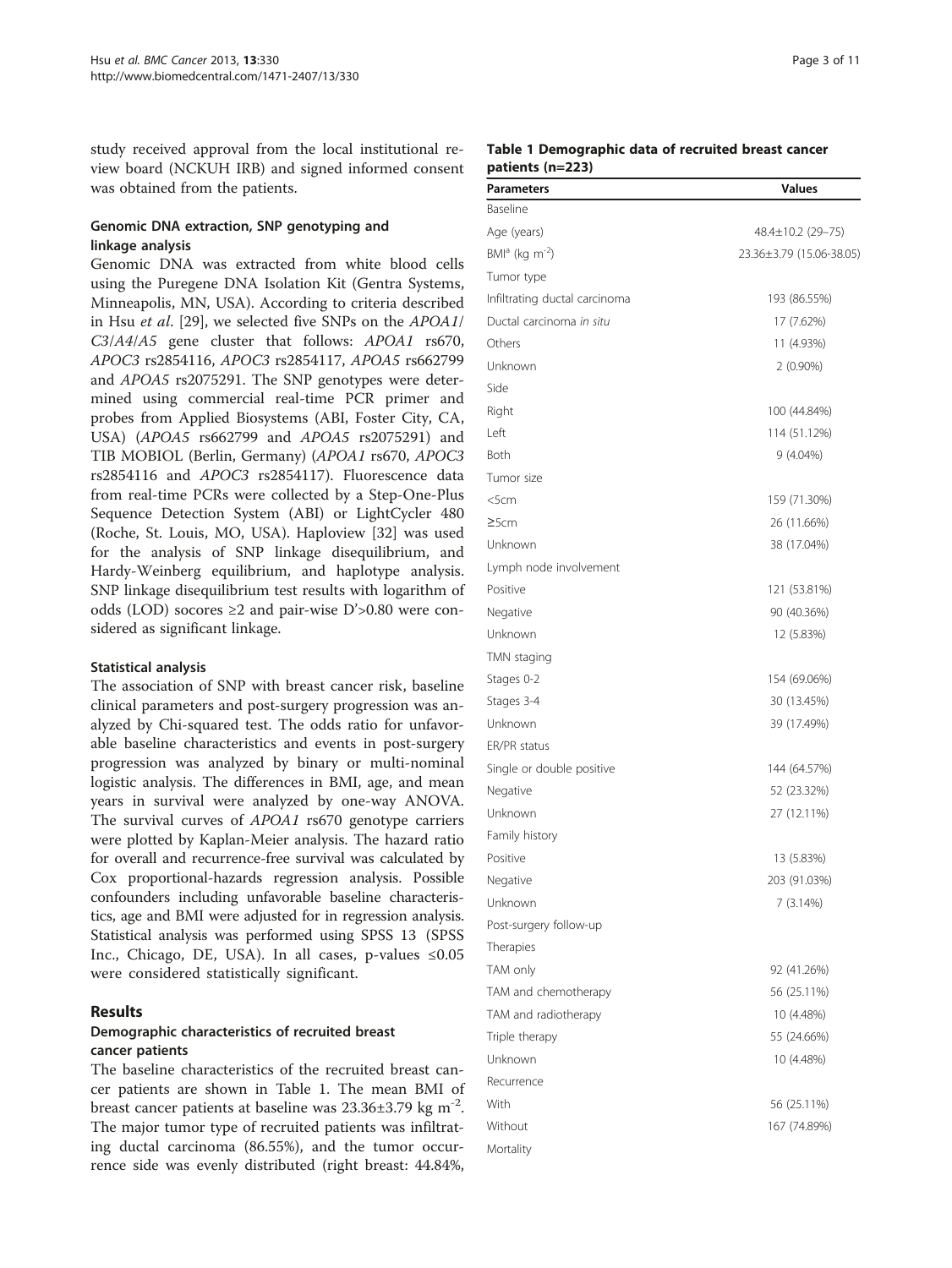study received approval from the local institutional review board (NCKUH IRB) and signed informed consent was obtained from the patients.

### Genomic DNA extraction, SNP genotyping and linkage analysis

Genomic DNA was extracted from white blood cells using the Puregene DNA Isolation Kit (Gentra Systems, Minneapolis, MN, USA). According to criteria described in Hsu *et al*. [29], we selected five SNPs on the *APOA1/C3/A4/A5* gene cluster that follows: *APOA1* rs670, *APOC3* rs2854116, *APOC3* rs2854117, *APOA5* rs662799 and *APOA5* rs2075291. The SNP genotypes were determined using commercial real-time PCR primer and probes from Applied Biosystems (ABI, Foster City, CA, USA) (*APOA5* rs662799 and *APOA5* rs2075291) and TIB MOBIOL (Berlin, Germany) (*APOA1* rs670, *APOC3* rs2854116 and *APOC3* rs2854117). Fluorescence data from real-time PCRs were collected by a Step-One-Plus Sequence Detection System (ABI) or LightCycler 480 (Roche, St. Louis, MO, USA). Haploview [32] was used for the analysis of SNP linkage disequilibrium, and Hardy-Weinberg equilibrium, and haplotype analysis. SNP linkage disequilibrium test results with logarithm of odds (LOD) socores ≥2 and pair-wise D'>0.80 were considered as significant linkage.

### Statistical analysis

The association of SNP with breast cancer risk, baseline clinical parameters and post-surgery progression was analyzed by Chi-squared test. The odds ratio for unfavorable baseline characteristics and events in post-surgery progression was analyzed by binary or multi-nominal logistic analysis. The differences in BMI, age, and mean years in survival were analyzed by one-way ANOVA. The survival curves of *APOA1* rs670 genotype carriers were plotted by Kaplan-Meier analysis. The hazard ratio for overall and recurrence-free survival was calculated by Cox proportional-hazards regression analysis. Possible confounders including unfavorable baseline characteristics, age and BMI were adjusted for in regression analysis. Statistical analysis was performed using SPSS 13 (SPSS Inc., Chicago, DE, USA). In all cases, p-values ≤0.05 were considered statistically significant.

## Results

### Demographic characteristics of recruited breast cancer patients

The baseline characteristics of the recruited breast cancer patients are shown in Table 1. The mean BMI of breast cancer patients at baseline was 23.36±3.79 kg $m^{-2}$. The major tumor type of recruited patients was infiltrating ductal carcinoma (86.55%), and the tumor occurrence side was evenly distributed (right breast: 44.84%,

**Table 1 Demographic data of recruited breast cancer patients (n=223)**

| Parameters | Values |
|---|---|
| Baseline | |
| Age (years) | 48.4±10.2 (29–75) |
| BMI[a] (kg $m^{-2}$) | 23.36±3.79 (15.06-38.05) |
| Tumor type | |
| Infiltrating ductal carcinoma | 193 (86.55%) |
| Ductal carcinoma *in situ* | 17 (7.62%) |
| Others | 11 (4.93%) |
| Unknown | 2 (0.90%) |
| Side | |
| Right | 100 (44.84%) |
| Left | 114 (51.12%) |
| Both | 9 (4.04%) |
| Tumor size | |
| <5cm | 159 (71.30%) |
| ≥5cm | 26 (11.66%) |
| Unknown | 38 (17.04%) |
| Lymph node involvement | |
| Positive | 121 (53.81%) |
| Negative | 90 (40.36%) |
| Unknown | 12 (5.83%) |
| TMN staging | |
| Stages 0-2 | 154 (69.06%) |
| Stages 3-4 | 30 (13.45%) |
| Unknown | 39 (17.49%) |
| ER/PR status | |
| Single or double positive | 144 (64.57%) |
| Negative | 52 (23.32%) |
| Unknown | 27 (12.11%) |
| Family history | |
| Positive | 13 (5.83%) |
| Negative | 203 (91.03%) |
| Unknown | 7 (3.14%) |
| Post-surgery follow-up | |
| Therapies | |
| TAM only | 92 (41.26%) |
| TAM and chemotherapy | 56 (25.11%) |
| TAM and radiotherapy | 10 (4.48%) |
| Triple therapy | 55 (24.66%) |
| Unknown | 10 (4.48%) |
| Recurrence | |
| With | 56 (25.11%) |
| Without | 167 (74.89%) |
| Mortality | |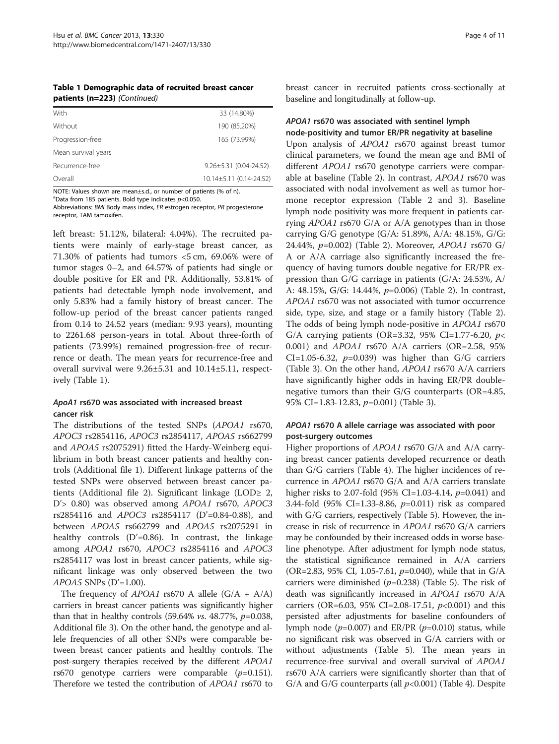**Table 1 Demographic data of recruited breast cancer patients (n=223)** *(Continued)*

| | |
|---|---|
| With | 33 (14.80%) |
| Without | 190 (85.20%) |
| Progression-free | 165 (73.99%) |
| Mean survival years | |
| Recurrence-free | 9.26±5.31 (0.04-24.52) |
| Overall | 10.14±5.11 (0.14-24.52) |

NOTE: Values shown are mean±s.d., or number of patients (% of n).
[a]Data from 185 patients. Bold type indicates $p<0.050$.
Abbreviations: *BMI* Body mass index, *ER* estrogen receptor, *PR* progesterone receptor, *TAM* tamoxifen.

left breast: 51.12%, bilateral: 4.04%). The recruited patients were mainly of early-stage breast cancer, as 71.30% of patients had tumors <5 cm, 69.06% were of tumor stages 0–2, and 64.57% of patients had single or double positive for ER and PR. Additionally, 53.81% of patients had detectable lymph node involvement, and only 5.83% had a family history of breast cancer. The follow-up period of the breast cancer patients ranged from 0.14 to 24.52 years (median: 9.93 years), mounting to 2261.68 person-years in total. About three-forth of patients (73.99%) remained progression-free of recurrence or death. The mean years for recurrence-free and overall survival were 9.26±5.31 and 10.14±5.11, respectively (Table 1).

### *ApoA1* rs670 was associated with increased breast cancer risk

The distributions of the tested SNPs (*APOA1* rs670, *APOC3* rs2854116, *APOC3* rs2854117, *APOA5* rs662799 and *APOA5* rs2075291) fitted the Hardy-Weinberg equilibrium in both breast cancer patients and healthy controls (Additional file 1). Different linkage patterns of the tested SNPs were observed between breast cancer patients (Additional file 2). Significant linkage (LOD≥ 2, D'> 0.80) was observed among *APOA1* rs670, *APOC3* rs2854116 and *APOC3* rs2854117 (D'=0.84-0.88), and between *APOA5* rs662799 and *APOA5* rs2075291 in healthy controls (D'=0.86). In contrast, the linkage among *APOA1* rs670, *APOC3* rs2854116 and *APOC3* rs2854117 was lost in breast cancer patients, while significant linkage was only observed between the two *APOA5* SNPs (D'=1.00).

The frequency of *APOA1* rs670 A allele (G/A + A/A) carriers in breast cancer patients was significantly higher than that in healthy controls (59.64% *vs.* 48.77%, $p$=0.038, Additional file 3). On the other hand, the genotype and allele frequencies of all other SNPs were comparable between breast cancer patients and healthy controls. The post-surgery therapies received by the different *APOA1* rs670 genotype carriers were comparable ($p$=0.151). Therefore we tested the contribution of *APOA1* rs670 to breast cancer in recruited patients cross-sectionally at baseline and longitudinally at follow-up.

### *APOA1* rs670 was associated with sentinel lymph node-positivity and tumor ER/PR negativity at baseline

Upon analysis of *APOA1* rs670 against breast tumor clinical parameters, we found the mean age and BMI of different *APOA1* rs670 genotype carriers were comparable at baseline (Table 2). In contrast, *APOA1* rs670 was associated with nodal involvement as well as tumor hormone receptor expression (Table 2 and 3). Baseline lymph node positivity was more frequent in patients carrying *APOA1* rs670 G/A or A/A genotypes than in those carrying G/G genotype (G/A: 51.89%, A/A: 48.15%, G/G: 24.44%, $p$=0.002) (Table 2). Moreover, *APOA1* rs670 G/A or A/A carriage also significantly increased the frequency of having tumors double negative for ER/PR expression than G/G carriage in patients (G/A: 24.53%, A/A: 48.15%, G/G: 14.44%, $p$=0.006) (Table 2). In contrast, *APOA1* rs670 was not associated with tumor occurrence side, type, size, and stage or a family history (Table 2). The odds of being lymph node-positive in *APOA1* rs670 G/A carrying patients (OR=3.32, 95% CI=1.77-6.20, $p<$ 0.001) and *APOA1* rs670 A/A carriers (OR=2.58, 95% CI=1.05-6.32, $p$=0.039) was higher than G/G carriers (Table 3). On the other hand, *APOA1* rs670 A/A carriers have significantly higher odds in having ER/PR double-negative tumors than their G/G counterparts (OR=4.85, 95% CI=1.83-12.83, $p$=0.001) (Table 3).

### *APOA1* rs670 A allele carriage was associated with poor post-surgery outcomes

Higher proportions of *APOA1* rs670 G/A and A/A carrying breast cancer patients developed recurrence or death than G/G carriers (Table 4). The higher incidences of recurrence in *APOA1* rs670 G/A and A/A carriers translate higher risks to 2.07-fold (95% CI=1.03-4.14, $p$=0.041) and 3.44-fold (95% CI=1.33-8.86, $p$=0.011) risk as compared with G/G carriers, respectively (Table 5). However, the increase in risk of recurrence in *APOA1* rs670 G/A carriers may be confounded by their increased odds in worse baseline phenotype. After adjustment for lymph node status, the statistical significance remained in A/A carriers (OR=2.83, 95% CI, 1.05-7.61, $p$=0.040), while that in G/A carriers were diminished ($p$=0.238) (Table 5). The risk of death was significantly increased in *APOA1* rs670 A/A carriers (OR=6.03, 95% CI=2.08-17.51, $p$<0.001) and this persisted after adjustments for baseline confounders of lymph node ($p$=0.007) and ER/PR ($p$=0.010) status, while no significant risk was observed in G/A carriers with or without adjustments (Table 5). The mean years in recurrence-free survival and overall survival of *APOA1* rs670 A/A carriers were significantly shorter than that of G/A and G/G counterparts (all $p$<0.001) (Table 4). Despite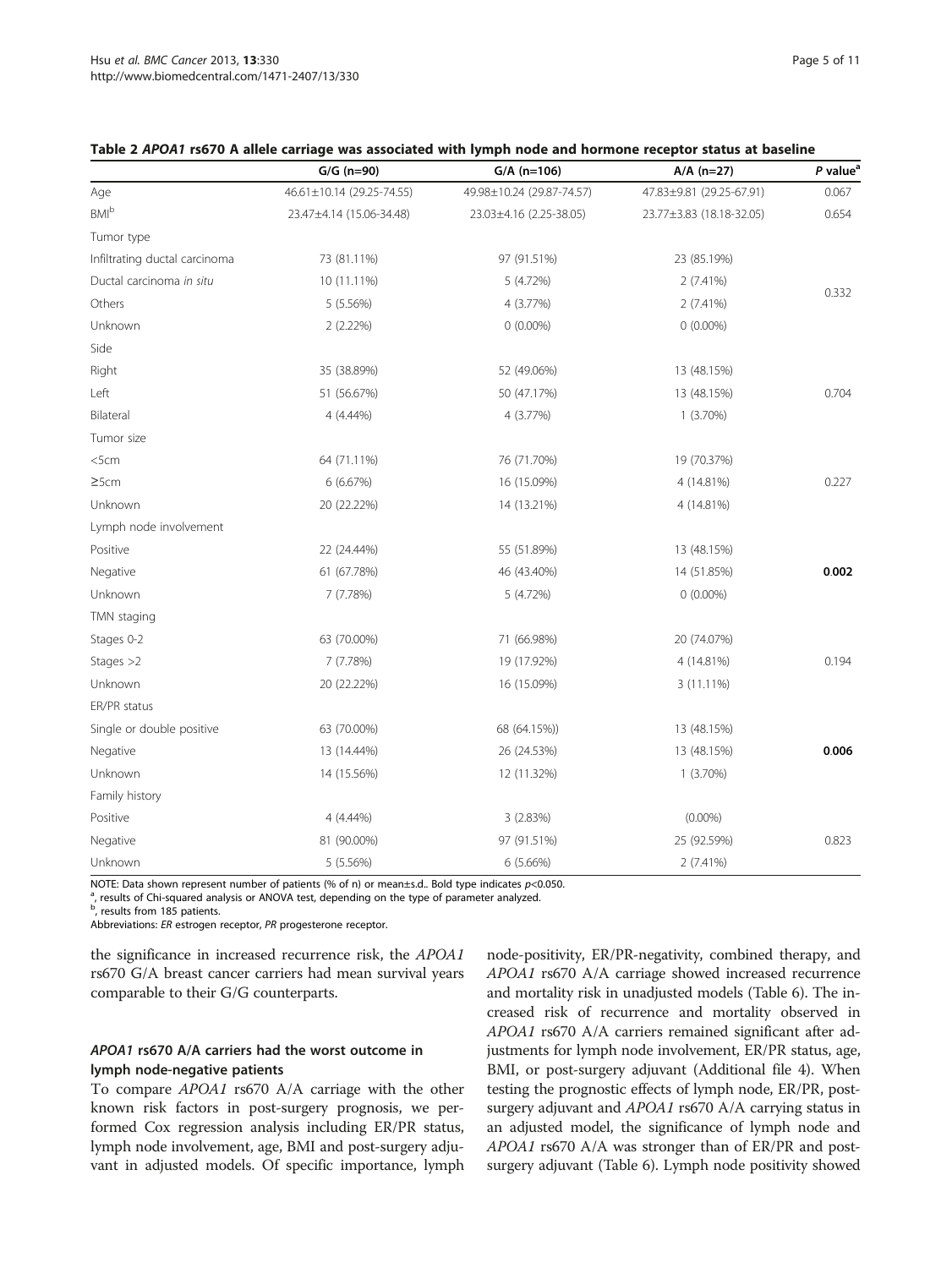**Table 2 *APOA1* rs670 A allele carriage was associated with lymph node and hormone receptor status at baseline**

| | G/G (n=90) | G/A (n=106) | A/A (n=27) | *P* value[a] |
|---|---|---|---|---|
| Age | 46.61±10.14 (29.25-74.55) | 49.98±10.24 (29.87-74.57) | 47.83±9.81 (29.25-67.91) | 0.067 |
| BMI[b] | 23.47±4.14 (15.06-34.48) | 23.03±4.16 (2.25-38.05) | 23.77±3.83 (18.18-32.05) | 0.654 |
| Tumor type | | | | |
| Infiltrating ductal carcinoma | 73 (81.11%) | 97 (91.51%) | 23 (85.19%) | |
| Ductal carcinoma *in situ* | 10 (11.11%) | 5 (4.72%) | 2 (7.41%) | 0.332 |
| Others | 5 (5.56%) | 4 (3.77%) | 2 (7.41%) | |
| Unknown | 2 (2.22%) | 0 (0.00%) | 0 (0.00%) | |
| Side | | | | |
| Right | 35 (38.89%) | 52 (49.06%) | 13 (48.15%) | |
| Left | 51 (56.67%) | 50 (47.17%) | 13 (48.15%) | 0.704 |
| Bilateral | 4 (4.44%) | 4 (3.77%) | 1 (3.70%) | |
| Tumor size | | | | |
| <5cm | 64 (71.11%) | 76 (71.70%) | 19 (70.37%) | |
| ≥5cm | 6 (6.67%) | 16 (15.09%) | 4 (14.81%) | 0.227 |
| Unknown | 20 (22.22%) | 14 (13.21%) | 4 (14.81%) | |
| Lymph node involvement | | | | |
| Positive | 22 (24.44%) | 55 (51.89%) | 13 (48.15%) | |
| Negative | 61 (67.78%) | 46 (43.40%) | 14 (51.85%) | **0.002** |
| Unknown | 7 (7.78%) | 5 (4.72%) | 0 (0.00%) | |
| TMN staging | | | | |
| Stages 0-2 | 63 (70.00%) | 71 (66.98%) | 20 (74.07%) | |
| Stages >2 | 7 (7.78%) | 19 (17.92%) | 4 (14.81%) | 0.194 |
| Unknown | 20 (22.22%) | 16 (15.09%) | 3 (11.11%) | |
| ER/PR status | | | | |
| Single or double positive | 63 (70.00%) | 68 (64.15%)) | 13 (48.15%) | |
| Negative | 13 (14.44%) | 26 (24.53%) | 13 (48.15%) | **0.006** |
| Unknown | 14 (15.56%) | 12 (11.32%) | 1 (3.70%) | |
| Family history | | | | |
| Positive | 4 (4.44%) | 3 (2.83%) | (0.00%) | |
| Negative | 81 (90.00%) | 97 (91.51%) | 25 (92.59%) | 0.823 |
| Unknown | 5 (5.56%) | 6 (5.66%) | 2 (7.41%) | |

NOTE: Data shown represent number of patients (% of n) or mean±s.d.. Bold type indicates $p<0.050$.
[a], results of Chi-squared analysis or ANOVA test, depending on the type of parameter analyzed.
[b], results from 185 patients.
Abbreviations: *ER* estrogen receptor, *PR* progesterone receptor.

the significance in increased recurrence risk, the *APOA1* rs670 G/A breast cancer carriers had mean survival years comparable to their G/G counterparts.

### *APOA1* rs670 A/A carriers had the worst outcome in lymph node-negative patients

To compare *APOA1* rs670 A/A carriage with the other known risk factors in post-surgery prognosis, we performed Cox regression analysis including ER/PR status, lymph node involvement, age, BMI and post-surgery adjuvant in adjusted models. Of specific importance, lymph node-positivity, ER/PR-negativity, combined therapy, and *APOA1* rs670 A/A carriage showed increased recurrence and mortality risk in unadjusted models (Table 6). The increased risk of recurrence and mortality observed in *APOA1* rs670 A/A carriers remained significant after adjustments for lymph node involvement, ER/PR status, age, BMI, or post-surgery adjuvant (Additional file 4). When testing the prognostic effects of lymph node, ER/PR, post-surgery adjuvant and *APOA1* rs670 A/A carrying status in an adjusted model, the significance of lymph node and *APOA1* rs670 A/A was stronger than of ER/PR and post-surgery adjuvant (Table 6). Lymph node positivity showed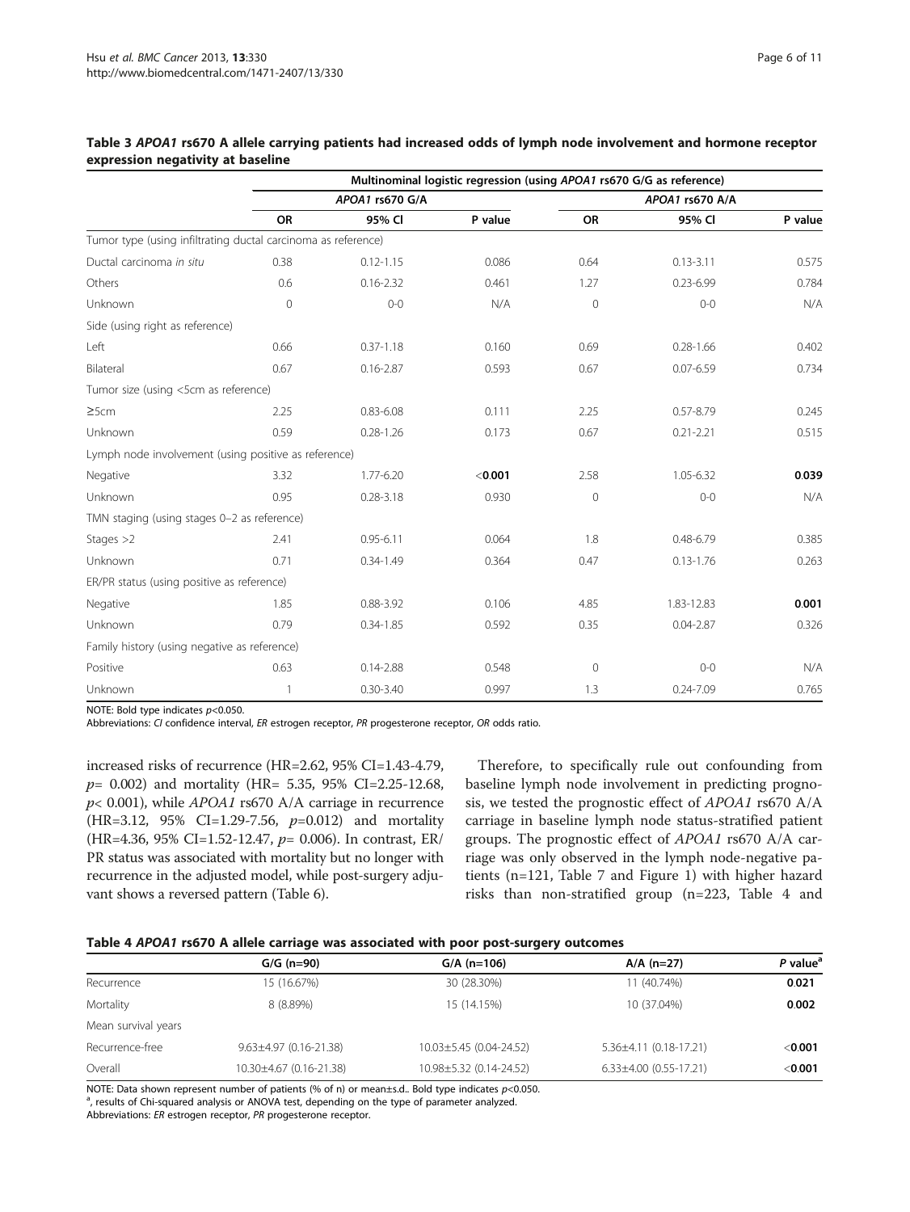**Table 3 *APOA1* rs670 A allele carrying patients had increased odds of lymph node involvement and hormone receptor expression negativity at baseline**

| | Multinominal logistic regression (using *APOA1* rs670 G/G as reference) | | | | | |
|---|---|---|---|---|---|---|
| | *APOA1* rs670 G/A | | | *APOA1* rs670 A/A | | |
| | OR | 95% CI | P value | OR | 95% CI | P value |
| Tumor type (using infiltrating ductal carcinoma as reference) | | | | | | |
| Ductal carcinoma *in situ* | 0.38 | 0.12-1.15 | 0.086 | 0.64 | 0.13-3.11 | 0.575 |
| Others | 0.6 | 0.16-2.32 | 0.461 | 1.27 | 0.23-6.99 | 0.784 |
| Unknown | 0 | 0-0 | N/A | 0 | 0-0 | N/A |
| Side (using right as reference) | | | | | | |
| Left | 0.66 | 0.37-1.18 | 0.160 | 0.69 | 0.28-1.66 | 0.402 |
| Bilateral | 0.67 | 0.16-2.87 | 0.593 | 0.67 | 0.07-6.59 | 0.734 |
| Tumor size (using <5cm as reference) | | | | | | |
| ≥5cm | 2.25 | 0.83-6.08 | 0.111 | 2.25 | 0.57-8.79 | 0.245 |
| Unknown | 0.59 | 0.28-1.26 | 0.173 | 0.67 | 0.21-2.21 | 0.515 |
| Lymph node involvement (using positive as reference) | | | | | | |
| Negative | 3.32 | 1.77-6.20 | **<0.001** | 2.58 | 1.05-6.32 | **0.039** |
| Unknown | 0.95 | 0.28-3.18 | 0.930 | 0 | 0-0 | N/A |
| TMN staging (using stages 0–2 as reference) | | | | | | |
| Stages >2 | 2.41 | 0.95-6.11 | 0.064 | 1.8 | 0.48-6.79 | 0.385 |
| Unknown | 0.71 | 0.34-1.49 | 0.364 | 0.47 | 0.13-1.76 | 0.263 |
| ER/PR status (using positive as reference) | | | | | | |
| Negative | 1.85 | 0.88-3.92 | 0.106 | 4.85 | 1.83-12.83 | **0.001** |
| Unknown | 0.79 | 0.34-1.85 | 0.592 | 0.35 | 0.04-2.87 | 0.326 |
| Family history (using negative as reference) | | | | | | |
| Positive | 0.63 | 0.14-2.88 | 0.548 | 0 | 0-0 | N/A |
| Unknown | 1 | 0.30-3.40 | 0.997 | 1.3 | 0.24-7.09 | 0.765 |

NOTE: Bold type indicates $p$<0.050.
Abbreviations: *CI* confidence interval, *ER* estrogen receptor, *PR* progesterone receptor, *OR* odds ratio.

increased risks of recurrence (HR=2.62, 95% CI=1.43-4.79, $p$= 0.002) and mortality (HR= 5.35, 95% CI=2.25-12.68, $p$< 0.001), while *APOA1* rs670 A/A carriage in recurrence (HR=3.12, 95% CI=1.29-7.56, $p$=0.012) and mortality (HR=4.36, 95% CI=1.52-12.47, $p$= 0.006). In contrast, ER/PR status was associated with mortality but no longer with recurrence in the adjusted model, while post-surgery adjuvant shows a reversed pattern (Table 6).

Therefore, to specifically rule out confounding from baseline lymph node involvement in predicting prognosis, we tested the prognostic effect of *APOA1* rs670 A/A carriage in baseline lymph node status-stratified patient groups. The prognostic effect of *APOA1* rs670 A/A carriage was only observed in the lymph node-negative patients (n=121, Table 7 and Figure 1) with higher hazard risks than non-stratified group (n=223, Table 4 and

**Table 4 *APOA1* rs670 A allele carriage was associated with poor post-surgery outcomes**

| | G/G (n=90) | G/A (n=106) | A/A (n=27) | *P* value[a] |
|---|---|---|---|---|
| Recurrence | 15 (16.67%) | 30 (28.30%) | 11 (40.74%) | **0.021** |
| Mortality | 8 (8.89%) | 15 (14.15%) | 10 (37.04%) | **0.002** |
| Mean survival years | | | | |
| Recurrence-free | 9.63±4.97 (0.16-21.38) | 10.03±5.45 (0.04-24.52) | 5.36±4.11 (0.18-17.21) | **<0.001** |
| Overall | 10.30±4.67 (0.16-21.38) | 10.98±5.32 (0.14-24.52) | 6.33±4.00 (0.55-17.21) | **<0.001** |

NOTE: Data shown represent number of patients (% of n) or mean±s.d.. Bold type indicates $p$<0.050.
[a], results of Chi-squared analysis or ANOVA test, depending on the type of parameter analyzed.
Abbreviations: *ER* estrogen receptor, *PR* progesterone receptor.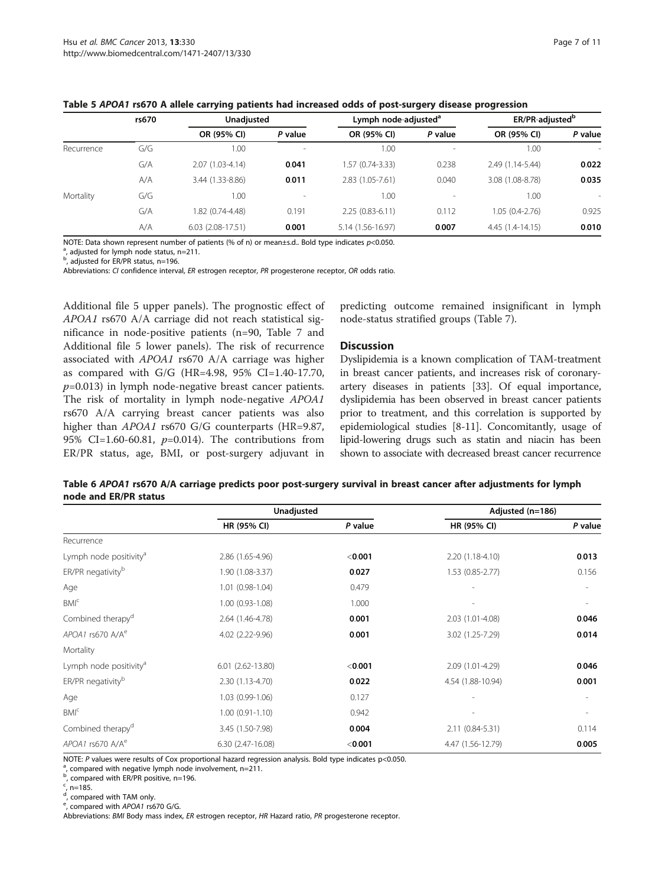**Table 5 *APOA1* rs670 A allele carrying patients had increased odds of post-surgery disease progression**

| | rs670 | Unadjusted | | Lymph node-adjusted[a] | | ER/PR-adjusted[b] | |
|---|---|---|---|---|---|---|---|
| | | OR (95% CI) | *P* value | OR (95% CI) | *P* value | OR (95% CI) | *P* value |
| Recurrence | G/G | 1.00 | - | 1.00 | - | 1.00 | - |
| | G/A | 2.07 (1.03-4.14) | **0.041** | 1.57 (0.74-3.33) | 0.238 | 2.49 (1.14-5.44) | **0.022** |
| | A/A | 3.44 (1.33-8.86) | **0.011** | 2.83 (1.05-7.61) | 0.040 | 3.08 (1.08-8.78) | **0.035** |
| Mortality | G/G | 1.00 | - | 1.00 | - | 1.00 | - |
| | G/A | 1.82 (0.74-4.48) | 0.191 | 2.25 (0.83-6.11) | 0.112 | 1.05 (0.4-2.76) | 0.925 |
| | A/A | 6.03 (2.08-17.51) | **0.001** | 5.14 (1.56-16.97) | **0.007** | 4.45 (1.4-14.15) | **0.010** |

NOTE: Data shown represent number of patients (% of n) or mean±s.d.. Bold type indicates $p<0.050$.
[a], adjusted for lymph node status, n=211.
[b], adjusted for ER/PR status, n=196.
Abbreviations: *CI* confidence interval, *ER* estrogen receptor, *PR* progesterone receptor, *OR* odds ratio.

Additional file 5 upper panels). The prognostic effect of *APOA1* rs670 A/A carriage did not reach statistical significance in node-positive patients (n=90, Table 7 and Additional file 5 lower panels). The risk of recurrence associated with *APOA1* rs670 A/A carriage was higher as compared with G/G (HR=4.98, 95% CI=1.40-17.70, $p$=0.013) in lymph node-negative breast cancer patients. The risk of mortality in lymph node-negative *APOA1* rs670 A/A carrying breast cancer patients was also higher than *APOA1* rs670 G/G counterparts (HR=9.87, 95% CI=1.60-60.81, $p$=0.014). The contributions from ER/PR status, age, BMI, or post-surgery adjuvant in predicting outcome remained insignificant in lymph node-status stratified groups (Table 7).

## Discussion

Dyslipidemia is a known complication of TAM-treatment in breast cancer patients, and increases risk of coronary-artery diseases in patients [33]. Of equal importance, dyslipidemia has been observed in breast cancer patients prior to treatment, and this correlation is supported by epidemiological studies [8-11]. Concomitantly, usage of lipid-lowering drugs such as statin and niacin has been shown to associate with decreased breast cancer recurrence

**Table 6 *APOA1* rs670 A/A carriage predicts poor post-surgery survival in breast cancer after adjustments for lymph node and ER/PR status**

| | Unadjusted | | Adjusted (n=186) | |
|---|---|---|---|---|
| | HR (95% CI) | *P* value | HR (95% CI) | *P* value |
| Recurrence | | | | |
| Lymph node positivity[a] | 2.86 (1.65-4.96) | **<0.001** | 2.20 (1.18-4.10) | **0.013** |
| ER/PR negativity[b] | 1.90 (1.08-3.37) | **0.027** | 1.53 (0.85-2.77) | 0.156 |
| Age | 1.01 (0.98-1.04) | 0.479 | - | - |
| BMI[c] | 1.00 (0.93-1.08) | 1.000 | - | - |
| Combined therapy[d] | 2.64 (1.46-4.78) | **0.001** | 2.03 (1.01-4.08) | **0.046** |
| *APOA1* rs670 A/A[e] | 4.02 (2.22-9.96) | **0.001** | 3.02 (1.25-7.29) | **0.014** |
| Mortality | | | | |
| Lymph node positivity[a] | 6.01 (2.62-13.80) | **<0.001** | 2.09 (1.01-4.29) | **0.046** |
| ER/PR negativity[b] | 2.30 (1.13-4.70) | **0.022** | 4.54 (1.88-10.94) | **0.001** |
| Age | 1.03 (0.99-1.06) | 0.127 | - | - |
| BMI[c] | 1.00 (0.91-1.10) | 0.942 | - | - |
| Combined therapy[d] | 3.45 (1.50-7.98) | **0.004** | 2.11 (0.84-5.31) | 0.114 |
| *APOA1* rs670 A/A[e] | 6.30 (2.47-16.08) | **<0.001** | 4.47 (1.56-12.79) | **0.005** |

NOTE: *P* values were results of Cox proportional hazard regression analysis. Bold type indicates p<0.050.
[a], compared with negative lymph node involvement, n=211.
[b], compared with ER/PR positive, n=196.
[c], n=185.
[d], compared with TAM only.
[e], compared with *APOA1* rs670 G/G.
Abbreviations: *BMI* Body mass index, *ER* estrogen receptor, *HR* Hazard ratio, *PR* progesterone receptor.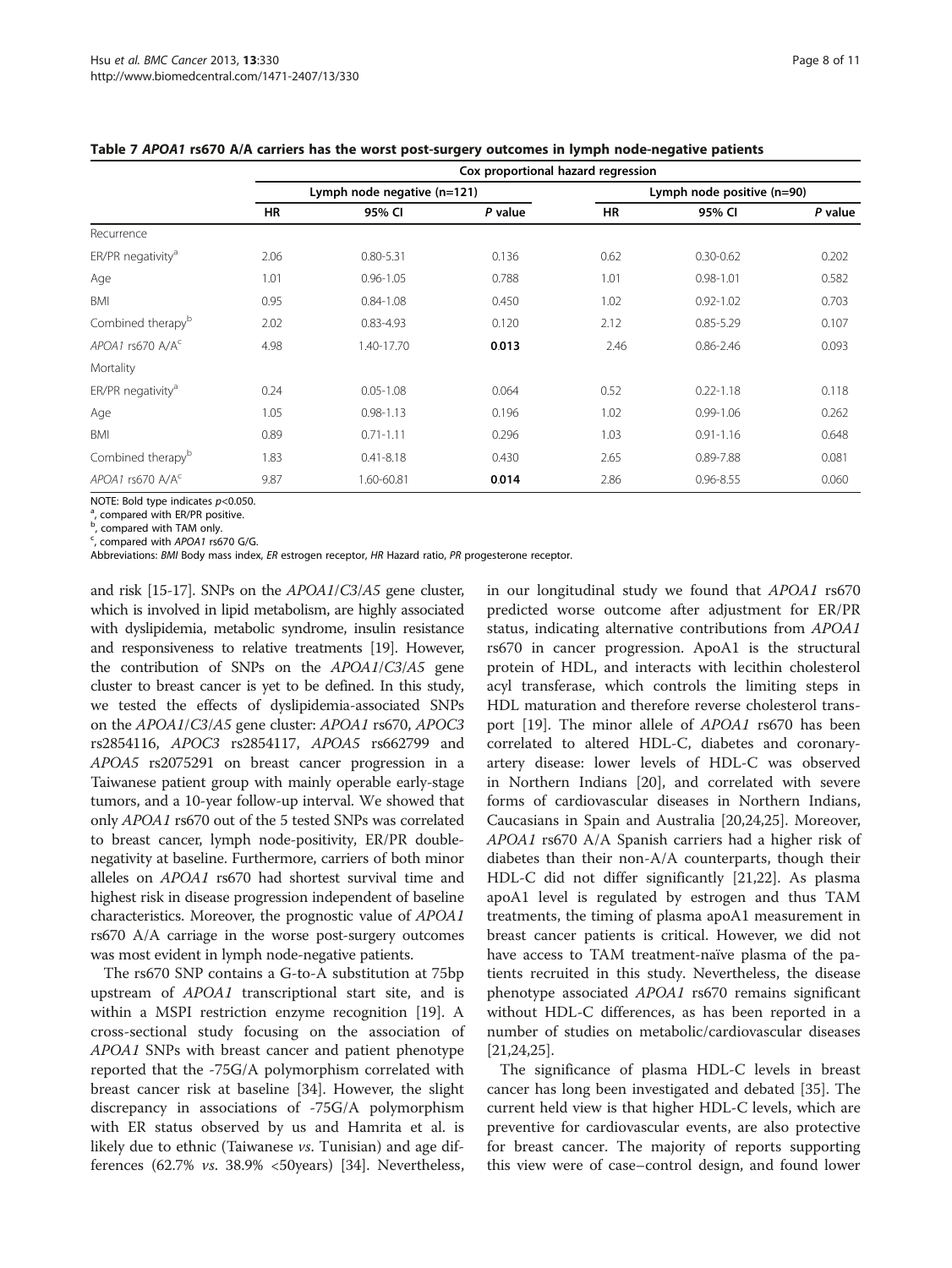**Table 7** *APOA1* **rs670 A/A carriers has the worst post-surgery outcomes in lymph node-negative patients**

| | Cox proportional hazard regression | | | | | |
|---|---|---|---|---|---|---|
| | Lymph node negative (n=121) | | | Lymph node positive (n=90) | | |
| | HR | 95% CI | *P* value | HR | 95% CI | *P* value |
| Recurrence | | | | | | |
| ER/PR negativity[a] | 2.06 | 0.80-5.31 | 0.136 | 0.62 | 0.30-0.62 | 0.202 |
| Age | 1.01 | 0.96-1.05 | 0.788 | 1.01 | 0.98-1.01 | 0.582 |
| BMI | 0.95 | 0.84-1.08 | 0.450 | 1.02 | 0.92-1.02 | 0.703 |
| Combined therapy[b] | 2.02 | 0.83-4.93 | 0.120 | 2.12 | 0.85-5.29 | 0.107 |
| *APOA1* rs670 A/A[c] | 4.98 | 1.40-17.70 | **0.013** | 2.46 | 0.86-2.46 | 0.093 |
| Mortality | | | | | | |
| ER/PR negativity[a] | 0.24 | 0.05-1.08 | 0.064 | 0.52 | 0.22-1.18 | 0.118 |
| Age | 1.05 | 0.98-1.13 | 0.196 | 1.02 | 0.99-1.06 | 0.262 |
| BMI | 0.89 | 0.71-1.11 | 0.296 | 1.03 | 0.91-1.16 | 0.648 |
| Combined therapy[b] | 1.83 | 0.41-8.18 | 0.430 | 2.65 | 0.89-7.88 | 0.081 |
| *APOA1* rs670 A/A[c] | 9.87 | 1.60-60.81 | **0.014** | 2.86 | 0.96-8.55 | 0.060 |

NOTE: Bold type indicates $p<0.050$.
[a], compared with ER/PR positive.
[b], compared with TAM only.
[c], compared with *APOA1* rs670 G/G.
Abbreviations: *BMI* Body mass index, *ER* estrogen receptor, *HR* Hazard ratio, *PR* progesterone receptor.

and risk [15-17]. SNPs on the *APOA1*/*C3*/*A5* gene cluster, which is involved in lipid metabolism, are highly associated with dyslipidemia, metabolic syndrome, insulin resistance and responsiveness to relative treatments [19]. However, the contribution of SNPs on the *APOA1*/*C3*/*A5* gene cluster to breast cancer is yet to be defined. In this study, we tested the effects of dyslipidemia-associated SNPs on the *APOA1*/*C3*/*A5* gene cluster: *APOA1* rs670, *APOC3* rs2854116, *APOC3* rs2854117, *APOA5* rs662799 and *APOA5* rs2075291 on breast cancer progression in a Taiwanese patient group with mainly operable early-stage tumors, and a 10-year follow-up interval. We showed that only *APOA1* rs670 out of the 5 tested SNPs was correlated to breast cancer, lymph node-positivity, ER/PR double-negativity at baseline. Furthermore, carriers of both minor alleles on *APOA1* rs670 had shortest survival time and highest risk in disease progression independent of baseline characteristics. Moreover, the prognostic value of *APOA1* rs670 A/A carriage in the worse post-surgery outcomes was most evident in lymph node-negative patients.

The rs670 SNP contains a G-to-A substitution at 75bp upstream of *APOA1* transcriptional start site, and is within a MSPI restriction enzyme recognition [19]. A cross-sectional study focusing on the association of *APOA1* SNPs with breast cancer and patient phenotype reported that the -75G/A polymorphism correlated with breast cancer risk at baseline [34]. However, the slight discrepancy in associations of -75G/A polymorphism with ER status observed by us and Hamrita et al. is likely due to ethnic (Taiwanese *vs*. Tunisian) and age differences (62.7% *vs*. 38.9% <50years) [34]. Nevertheless, in our longitudinal study we found that *APOA1* rs670 predicted worse outcome after adjustment for ER/PR status, indicating alternative contributions from *APOA1* rs670 in cancer progression. ApoA1 is the structural protein of HDL, and interacts with lecithin cholesterol acyl transferase, which controls the limiting steps in HDL maturation and therefore reverse cholesterol transport [19]. The minor allele of *APOA1* rs670 has been correlated to altered HDL-C, diabetes and coronary-artery disease: lower levels of HDL-C was observed in Northern Indians [20], and correlated with severe forms of cardiovascular diseases in Northern Indians, Caucasians in Spain and Australia [20,24,25]. Moreover, *APOA1* rs670 A/A Spanish carriers had a higher risk of diabetes than their non-A/A counterparts, though their HDL-C did not differ significantly [21,22]. As plasma apoA1 level is regulated by estrogen and thus TAM treatments, the timing of plasma apoA1 measurement in breast cancer patients is critical. However, we did not have access to TAM treatment-naïve plasma of the patients recruited in this study. Nevertheless, the disease phenotype associated *APOA1* rs670 remains significant without HDL-C differences, as has been reported in a number of studies on metabolic/cardiovascular diseases [21,24,25].

The significance of plasma HDL-C levels in breast cancer has long been investigated and debated [35]. The current held view is that higher HDL-C levels, which are preventive for cardiovascular events, are also protective for breast cancer. The majority of reports supporting this view were of case–control design, and found lower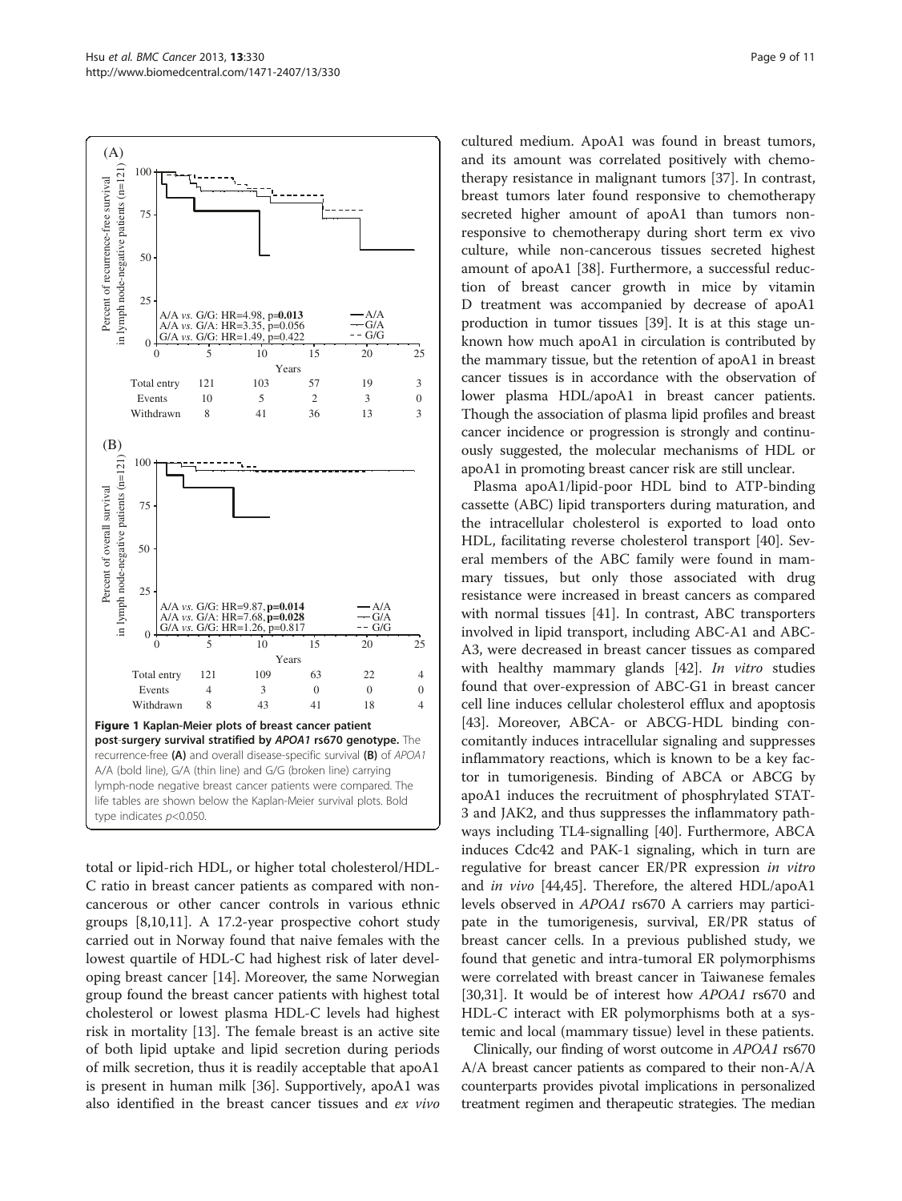Figure 1 Kaplan-Meier plots of breast cancer patient post-surgery survival stratified by *APOA1* rs670 genotype. The recurrence-free (A) and overall disease-specific survival (B) of *APOA1* A/A (bold line), G/A (thin line) and G/G (broken line) carrying lymph-node negative breast cancer patients were compared. The life tables are shown below the Kaplan-Meier survival plots. Bold type indicates $p<0.050$.

(A)

| | 0 | 5 | 10 | 15 | 20 | 25 |
|---|---|---|---|---|---|---|
| Total entry | 121 | 103 | 57 | 19 | 3 | |
| Events | 10 | 5 | 2 | 3 | 0 | |
| Withdrawn | 8 | 41 | 36 | 13 | 3 | |

A/A *vs.* G/G: HR=4.98, **p=0.013**; A/A *vs.* G/A: HR=3.35, p=0.056; G/A *vs.* G/G: HR=1.49, p=0.422

(B)

| | 0 | 5 | 10 | 15 | 20 | 25 |
|---|---|---|---|---|---|---|
| Total entry | 121 | 109 | 63 | 22 | 4 | |
| Events | 4 | 3 | 0 | 0 | 0 | |
| Withdrawn | 8 | 43 | 41 | 18 | 4 | |

A/A *vs.* G/G: HR=9.87, **p=0.014**; A/A *vs.* G/A: HR=7.68, **p=0.028**; G/A *vs.* G/G: HR=1.26, p=0.817

total or lipid-rich HDL, or higher total cholesterol/HDL-C ratio in breast cancer patients as compared with non-cancerous or other cancer controls in various ethnic groups [8,10,11]. A 17.2-year prospective cohort study carried out in Norway found that naive females with the lowest quartile of HDL-C had highest risk of later developing breast cancer [14]. Moreover, the same Norwegian group found the breast cancer patients with highest total cholesterol or lowest plasma HDL-C levels had highest risk in mortality [13]. The female breast is an active site of both lipid uptake and lipid secretion during periods of milk secretion, thus it is readily acceptable that apoA1 is present in human milk [36]. Supportively, apoA1 was also identified in the breast cancer tissues and *ex vivo* cultured medium. ApoA1 was found in breast tumors, and its amount was correlated positively with chemotherapy resistance in malignant tumors [37]. In contrast, breast tumors later found responsive to chemotherapy secreted higher amount of apoA1 than tumors non-responsive to chemotherapy during short term ex vivo culture, while non-cancerous tissues secreted highest amount of apoA1 [38]. Furthermore, a successful reduction of breast cancer growth in mice by vitamin D treatment was accompanied by decrease of apoA1 production in tumor tissues [39]. It is at this stage unknown how much apoA1 in circulation is contributed by the mammary tissue, but the retention of apoA1 in breast cancer tissues is in accordance with the observation of lower plasma HDL/apoA1 in breast cancer patients. Though the association of plasma lipid profiles and breast cancer incidence or progression is strongly and continuously suggested, the molecular mechanisms of HDL or apoA1 in promoting breast cancer risk are still unclear.

Plasma apoA1/lipid-poor HDL bind to ATP-binding cassette (ABC) lipid transporters during maturation, and the intracellular cholesterol is exported to load onto HDL, facilitating reverse cholesterol transport [40]. Several members of the ABC family were found in mammary tissues, but only those associated with drug resistance were increased in breast cancers as compared with normal tissues [41]. In contrast, ABC transporters involved in lipid transport, including ABC-A1 and ABC-A3, were decreased in breast cancer tissues as compared with healthy mammary glands [42]. *In vitro* studies found that over-expression of ABC-G1 in breast cancer cell line induces cellular cholesterol efflux and apoptosis [43]. Moreover, ABCA- or ABCG-HDL binding concomitantly induces intracellular signaling and suppresses inflammatory reactions, which is known to be a key factor in tumorigenesis. Binding of ABCA or ABCG by apoA1 induces the recruitment of phosphrylated STAT-3 and JAK2, and thus suppresses the inflammatory pathways including TL4-signalling [40]. Furthermore, ABCA induces Cdc42 and PAK-1 signaling, which in turn are regulative for breast cancer ER/PR expression *in vitro* and *in vivo* [44,45]. Therefore, the altered HDL/apoA1 levels observed in *APOA1* rs670 A carriers may participate in the tumorigenesis, survival, ER/PR status of breast cancer cells. In a previous published study, we found that genetic and intra-tumoral ER polymorphisms were correlated with breast cancer in Taiwanese females [30,31]. It would be of interest how *APOA1* rs670 and HDL-C interact with ER polymorphisms both at a systemic and local (mammary tissue) level in these patients.

Clinically, our finding of worst outcome in *APOA1* rs670 A/A breast cancer patients as compared to their non-A/A counterparts provides pivotal implications in personalized treatment regimen and therapeutic strategies. The median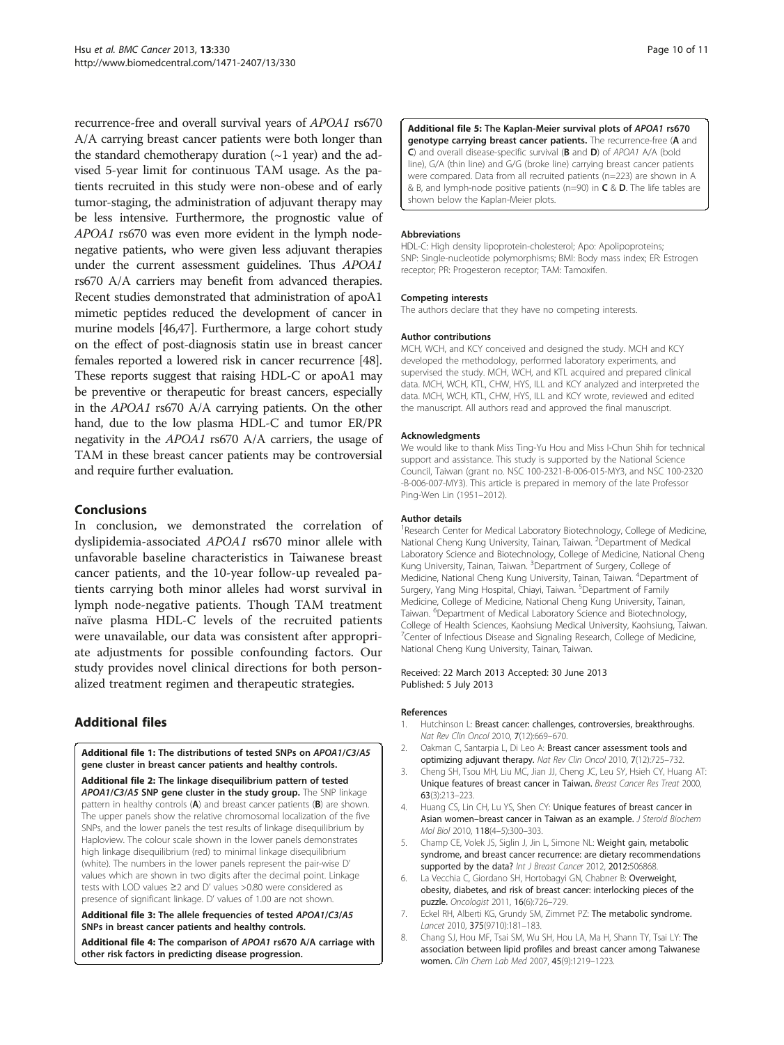recurrence-free and overall survival years of *APOA1* rs670 A/A carrying breast cancer patients were both longer than the standard chemotherapy duration (~1 year) and the advised 5-year limit for continuous TAM usage. As the patients recruited in this study were non-obese and of early tumor-staging, the administration of adjuvant therapy may be less intensive. Furthermore, the prognostic value of *APOA1* rs670 was even more evident in the lymph node-negative patients, who were given less adjuvant therapies under the current assessment guidelines. Thus *APOA1* rs670 A/A carriers may benefit from advanced therapies. Recent studies demonstrated that administration of apoA1 mimetic peptides reduced the development of cancer in murine models [46,47]. Furthermore, a large cohort study on the effect of post-diagnosis statin use in breast cancer females reported a lowered risk in cancer recurrence [48]. These reports suggest that raising HDL-C or apoA1 may be preventive or therapeutic for breast cancers, especially in the *APOA1* rs670 A/A carrying patients. On the other hand, due to the low plasma HDL-C and tumor ER/PR negativity in the *APOA1* rs670 A/A carriers, the usage of TAM in these breast cancer patients may be controversial and require further evaluation.

## Conclusions

In conclusion, we demonstrated the correlation of dyslipidemia-associated *APOA1* rs670 minor allele with unfavorable baseline characteristics in Taiwanese breast cancer patients, and the 10-year follow-up revealed patients carrying both minor alleles had worst survival in lymph node-negative patients. Though TAM treatment naïve plasma HDL-C levels of the recruited patients were unavailable, our data was consistent after appropriate adjustments for possible confounding factors. Our study provides novel clinical directions for both personalized treatment regimen and therapeutic strategies.

## Additional files

**Additional file 1: The distributions of tested SNPs on *APOA1/C3/A5* gene cluster in breast cancer patients and healthy controls.**

**Additional file 2: The linkage disequilibrium pattern of tested *APOA1/C3/A5* SNP gene cluster in the study group.** The SNP linkage pattern in healthy controls (**A**) and breast cancer patients (**B**) are shown. The upper panels show the relative chromosomal localization of the five SNPs, and the lower panels the test results of linkage disequilibrium by Haploview. The colour scale shown in the lower panels demonstrates high linkage disequilibrium (red) to minimal linkage disequilibrium (white). The numbers in the lower panels represent the pair-wise D' values which are shown in two digits after the decimal point. Linkage tests with LOD values ≥2 and D' values >0.80 were considered as presence of significant linkage. D' values of 1.00 are not shown.

**Additional file 3: The allele frequencies of tested *APOA1/C3/A5* SNPs in breast cancer patients and healthy controls.**

**Additional file 4: The comparison of *APOA1* rs670 A/A carriage with other risk factors in predicting disease progression.**

**Additional file 5: The Kaplan-Meier survival plots of *APOA1* rs670 genotype carrying breast cancer patients.** The recurrence-free (**A** and **C**) and overall disease-specific survival (**B** and **D**) of *APOA1* A/A (bold line), G/A (thin line) and G/G (broke line) carrying breast cancer patients were compared. Data from all recruited patients (n=223) are shown in A & B, and lymph-node positive patients (n=90) in **C** & **D**. The life tables are shown below the Kaplan-Meier plots.

#### Abbreviations

HDL-C: High density lipoprotein-cholesterol; Apo: Apolipoproteins; SNP: Single-nucleotide polymorphisms; BMI: Body mass index; ER: Estrogen receptor; PR: Progesteron receptor; TAM: Tamoxifen.

#### Competing interests

The authors declare that they have no competing interests.

#### Author contributions

MCH, WCH, and KCY conceived and designed the study. MCH and KCY developed the methodology, performed laboratory experiments, and supervised the study. MCH, WCH, and KTL acquired and prepared clinical data. MCH, WCH, KTL, CHW, HYS, ILL and KCY analyzed and interpreted the data. MCH, WCH, KTL, CHW, HYS, ILL and KCY wrote, reviewed and edited the manuscript. All authors read and approved the final manuscript.

#### Acknowledgments

We would like to thank Miss Ting-Yu Hou and Miss I-Chun Shih for technical support and assistance. This study is supported by the National Science Council, Taiwan (grant no. NSC 100-2321-B-006-015-MY3, and NSC 100-2320 -B-006-007-MY3). This article is prepared in memory of the late Professor Ping-Wen Lin (1951–2012).

#### Author details

[1]Research Center for Medical Laboratory Biotechnology, College of Medicine, National Cheng Kung University, Tainan, Taiwan. [2]Department of Medical Laboratory Science and Biotechnology, College of Medicine, National Cheng Kung University, Tainan, Taiwan. [3]Department of Surgery, College of Medicine, National Cheng Kung University, Tainan, Taiwan. [4]Department of Surgery, Yang Ming Hospital, Chiayi, Taiwan. [5]Department of Family Medicine, College of Medicine, National Cheng Kung University, Tainan, Taiwan. [6]Department of Medical Laboratory Science and Biotechnology, College of Health Sciences, Kaohsiung Medical University, Kaohsiung, Taiwan. [7]Center of Infectious Disease and Signaling Research, College of Medicine, National Cheng Kung University, Tainan, Taiwan.

Received: 22 March 2013 Accepted: 30 June 2013
Published: 5 July 2013

#### References

1. Hutchinson L: **Breast cancer: challenges, controversies, breakthroughs.** *Nat Rev Clin Oncol* 2010, **7**(12):669–670.
2. Oakman C, Santarpia L, Di Leo A: **Breast cancer assessment tools and optimizing adjuvant therapy.** *Nat Rev Clin Oncol* 2010, **7**(12):725–732.
3. Cheng SH, Tsou MH, Liu MC, Jian JJ, Cheng JC, Leu SY, Hsieh CY, Huang AT: **Unique features of breast cancer in Taiwan.** *Breast Cancer Res Treat* 2000, **63**(3):213–223.
4. Huang CS, Lin CH, Lu YS, Shen CY: **Unique features of breast cancer in Asian women–breast cancer in Taiwan as an example.** *J Steroid Biochem Mol Biol* 2010, **118**(4–5):300–303.
5. Champ CE, Volek JS, Siglin J, Jin L, Simone NL: **Weight gain, metabolic syndrome, and breast cancer recurrence: are dietary recommendations supported by the data?** *Int J Breast Cancer* 2012, **2012:**506868.
6. La Vecchia C, Giordano SH, Hortobagyi GN, Chabner B: **Overweight, obesity, diabetes, and risk of breast cancer: interlocking pieces of the puzzle.** *Oncologist* 2011, **16**(6):726–729.
7. Eckel RH, Alberti KG, Grundy SM, Zimmet PZ: **The metabolic syndrome.** *Lancet* 2010, **375**(9710):181–183.
8. Chang SJ, Hou MF, Tsai SM, Wu SH, Hou LA, Ma H, Shann TY, Tsai LY: **The association between lipid profiles and breast cancer among Taiwanese women.** *Clin Chem Lab Med* 2007, **45**(9):1219–1223.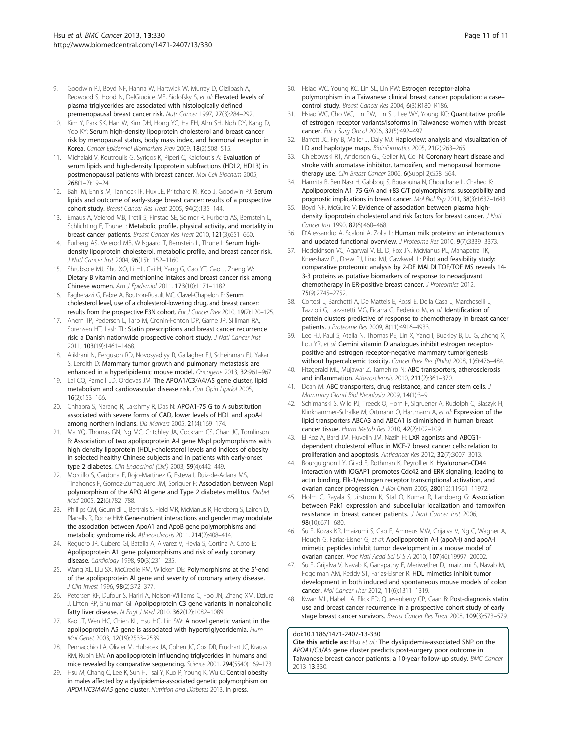9. Goodwin PJ, Boyd NF, Hanna W, Hartwick W, Murray D, Qizilbash A, Redwood S, Hood N, DelGiudice ME, Sidlofsky S, *et al*: **Elevated levels of plasma triglycerides are associated with histologically defined premenopausal breast cancer risk.** *Nutr Cancer* 1997, **27**(3):284–292.
10. Kim Y, Park SK, Han W, Kim DH, Hong YC, Ha EH, Ahn SH, Noh DY, Kang D, Yoo KY: **Serum high-density lipoprotein cholesterol and breast cancer risk by menopausal status, body mass index, and hormonal receptor in Korea.** *Cancer Epidemiol Biomarkers Prev* 2009, **18**(2):508–515.
11. Michalaki V, Koutroulis G, Syrigos K, Piperi C, Kalofoutis A: **Evaluation of serum lipids and high-density lipoprotein subfractions (HDL2, HDL3) in postmenopausal patients with breast cancer.** *Mol Cell Biochem* 2005, **268**(1–2):19–24.
12. Bahl M, Ennis M, Tannock IF, Hux JE, Pritchard KI, Koo J, Goodwin PJ: **Serum lipids and outcome of early-stage breast cancer: results of a prospective cohort study.** *Breast Cancer Res Treat* 2005, **94**(2):135–144.
13. Emaus A, Veierod MB, Tretli S, Finstad SE, Selmer R, Furberg AS, Bernstein L, Schlichting E, Thune I: **Metabolic profile, physical activity, and mortality in breast cancer patients.** *Breast Cancer Res Treat* 2010, **121**(3):651–660.
14. Furberg AS, Veierod MB, Wilsgaard T, Bernstein L, Thune I: **Serum high-density lipoprotein cholesterol, metabolic profile, and breast cancer risk.** *J Natl Cancer Inst* 2004, **96**(15):1152–1160.
15. Shrubsole MJ, Shu XO, Li HL, Cai H, Yang G, Gao YT, Gao J, Zheng W: **Dietary B vitamin and methionine intakes and breast cancer risk among Chinese women.** *Am J Epidemiol* 2011, **173**(10):1171–1182.
16. Fagherazzi G, Fabre A, Boutron-Ruault MC, Clavel-Chapelon F: **Serum cholesterol level, use of a cholesterol-lowering drug, and breast cancer: results from the prospective E3N cohort.** *Eur J Cancer Prev* 2010, **19**(2):120–125.
17. Ahern TP, Pedersen L, Tarp M, Cronin-Fenton DP, Garne JP, Silliman RA, Sorensen HT, Lash TL: **Statin prescriptions and breast cancer recurrence risk: a Danish nationwide prospective cohort study.** *J Natl Cancer Inst* 2011, **103**(19):1461–1468.
18. Alikhani N, Ferguson RD, Novosyadlyy R, Gallagher EJ, Scheinman EJ, Yakar S, Leroith D: **Mammary tumor growth and pulmonary metastasis are enhanced in a hyperlipidemic mouse model.** *Oncogene* 2013, **32**:961–967.
19. Lai CQ, Parnell LD, Ordovas JM: **The APOA1/C3/A4/A5 gene cluster, lipid metabolism and cardiovascular disease risk.** *Curr Opin Lipidol* 2005, **16**(2):153–166.
20. Chhabra S, Narang R, Lakshmy R, Das N: **APOA1-75 G to A substitution associated with severe forms of CAD, lower levels of HDL and apoA-I among northern Indians.** *Dis Markers* 2005, **21**(4):169–174.
21. Ma YQ, Thomas GN, Ng MC, Critchley JA, Cockram CS, Chan JC, Tomlinson B: **Association of two apolipoprotein A-I gene MspI polymorphisms with high density lipoprotein (HDL)-cholesterol levels and indices of obesity in selected healthy Chinese subjects and in patients with early-onset type 2 diabetes.** *Clin Endocrinol (Oxf)* 2003, **59**(4):442–449.
22. Morcillo S, Cardona F, Rojo-Martinez G, Esteva I, Ruiz-de-Adana MS, Tinahones F, Gomez-Zumaquero JM, Soriguer F: **Association between MspI polymorphism of the APO AI gene and Type 2 diabetes mellitus.** *Diabet Med* 2005, **22**(6):782–788.
23. Phillips CM, Goumidi L, Bertrais S, Field MR, McManus R, Hercberg S, Lairon D, Planells R, Roche HM: **Gene-nutrient interactions and gender may modulate the association between ApoA1 and ApoB gene polymorphisms and metabolic syndrome risk.** *Atherosclerosis* 2011, **214**(2):408–414.
24. Reguero JR, Cubero GI, Batalla A, Alvarez V, Hevia S, Cortina A, Coto E: **Apolipoprotein A1 gene polymorphisms and risk of early coronary disease.** *Cardiology* 1998, **90**(3):231–235.
25. Wang XL, Liu SX, McCredie RM, Wilcken DE: **Polymorphisms at the 5′-end of the apolipoprotein AI gene and severity of coronary artery disease.** *J Clin Invest* 1996, **98**(2):372–377.
26. Petersen KF, Dufour S, Hariri A, Nelson-Williams C, Foo JN, Zhang XM, Dziura J, Lifton RP, Shulman GI: **Apolipoprotein C3 gene variants in nonalcoholic fatty liver disease.** *N Engl J Med* 2010, **362**(12):1082–1089.
27. Kao JT, Wen HC, Chien KL, Hsu HC, Lin SW: **A novel genetic variant in the apolipoprotein A5 gene is associated with hypertriglyceridemia.** *Hum Mol Genet* 2003, **12**(19):2533–2539.
28. Pennacchio LA, Olivier M, Hubacek JA, Cohen JC, Cox DR, Fruchart JC, Krauss RM, Rubin EM: **An apolipoprotein influencing triglycerides in humans and mice revealed by comparative sequencing.** *Science* 2001, **294**(5540):169–173.
29. Hsu M, Chang C, Lee K, Sun H, Tsai Y, Kuo P, Young K, Wu C: **Central obesity in males affected by a dyslipidemia-associated genetic polymorphism on *APOA1/C3/A4/A5* gene cluster.** *Nutrition and Diabetes* 2013. In press.
30. Hsiao WC, Young KC, Lin SL, Lin PW: **Estrogen receptor-alpha polymorphism in a Taiwanese clinical breast cancer population: a case–control study.** *Breast Cancer Res* 2004, **6**(3):R180–R186.
31. Hsiao WC, Cho WC, Lin PW, Lin SL, Lee WY, Young KC: **Quantitative profile of estrogen receptor variants/isoforms in Taiwanese women with breast cancer.** *Eur J Surg Oncol* 2006, **32**(5):492–497.
32. Barrett JC, Fry B, Maller J, Daly MJ: **Haploview: analysis and visualization of LD and haplotype maps.** *Bioinformatics* 2005, **21**(2):263–265.
33. Chlebowski RT, Anderson GL, Geller M, Col N: **Coronary heart disease and stroke with aromatase inhibitor, tamoxifen, and menopausal hormone therapy use.** *Clin Breast Cancer* 2006, **6**(Suppl 2):S58–S64.
34. Hamrita B, Ben Nasr H, Gabbouj S, Bouaouina N, Chouchane L, Chahed K: **Apolipoprotein A1–75 G/A and +83 C/T polymorphisms: susceptibility and prognostic implications in breast cancer.** *Mol Biol Rep* 2011, **38**(3):1637–1643.
35. Boyd NF, McGuire V: **Evidence of association between plasma high-density lipoprotein cholesterol and risk factors for breast cancer.** *J Natl Cancer Inst* 1990, **82**(6):460–468.
36. D'Alessandro A, Scaloni A, Zolla L: **Human milk proteins: an interactomics and updated functional overview.** *J Proteome Res* 2010, **9**(7):3339–3373.
37. Hodgkinson VC, Agarwal V, EL D, Fox JN, McManus PL, Mahapatra TK, Kneeshaw PJ, Drew PJ, Lind MJ, Cawkwell L: **Pilot and feasibility study: comparative proteomic analysis by 2-DE MALDI TOF/TOF MS reveals 14-3-3 proteins as putative biomarkers of response to neoadjuvant chemotherapy in ER-positive breast cancer.** *J Proteomics* 2012, **75**(9):2745–2752.
38. Cortesi L, Barchetti A, De Matteis E, Rossi E, Della Casa L, Marcheselli L, Tazzioli G, Lazzaretti MG, Ficarra G, Federico M, *et al*: **Identification of protein clusters predictive of response to chemotherapy in breast cancer patients.** *J Proteome Res* 2009, **8**(11):4916–4933.
39. Lee HJ, Paul S, Atalla N, Thomas PE, Lin X, Yang I, Buckley B, Lu G, Zheng X, Lou YR, *et al*: **Gemini vitamin D analogues inhibit estrogen receptor-positive and estrogen receptor-negative mammary tumorigenesis without hypercalcemic toxicity.** *Cancer Prev Res (Phila)* 2008, **1**(6):476–484.
40. Fitzgerald ML, Mujawar Z, Tamehiro N: **ABC transporters, atherosclerosis and inflammation.** *Atherosclerosis* 2010, **211**(2):361–370.
41. Dean M: **ABC transporters, drug resistance, and cancer stem cells.** *J Mammary Gland Biol Neoplasia* 2009, **14**(1):3–9.
42. Schimanski S, Wild PJ, Treeck O, Horn F, Sigruener A, Rudolph C, Blaszyk H, Klinkhammer-Schalke M, Ortmann O, Hartmann A, *et al*: **Expression of the lipid transporters ABCA3 and ABCA1 is diminished in human breast cancer tissue.** *Horm Metab Res* 2010, **42**(2):102–109.
43. El Roz A, Bard JM, Huvelin JM, Nazih H: **LXR agonists and ABCG1-dependent cholesterol efflux in MCF-7 breast cancer cells: relation to proliferation and apoptosis.** *Anticancer Res* 2012, **32**(7):3007–3013.
44. Bourguignon LY, Gilad E, Rothman K, Peyrollier K: **Hyaluronan-CD44 interaction with IQGAP1 promotes Cdc42 and ERK signaling, leading to actin binding, Elk-1/estrogen receptor transcriptional activation, and ovarian cancer progression.** *J Biol Chem* 2005, **280**(12):11961–11972.
45. Holm C, Rayala S, Jirstrom K, Stal O, Kumar R, Landberg G: **Association between Pak1 expression and subcellular localization and tamoxifen resistance in breast cancer patients.** *J Natl Cancer Inst* 2006, **98**(10):671–680.
46. Su F, Kozak KR, Imaizumi S, Gao F, Amneus MW, Grijalva V, Ng C, Wagner A, Hough G, Farias-Eisner G, *et al*: **Apolipoprotein A-I (apoA-I) and apoA-I mimetic peptides inhibit tumor development in a mouse model of ovarian cancer.** *Proc Natl Acad Sci U S A* 2010, **107**(46):19997–20002.
47. Su F, Grijalva V, Navab K, Ganapathy E, Meriwether D, Imaizumi S, Navab M, Fogelman AM, Reddy ST, Farias-Eisner R: **HDL mimetics inhibit tumor development in both induced and spontaneous mouse models of colon cancer.** *Mol Cancer Ther* 2012, **11**(6):1311–1319.
48. Kwan ML, Habel LA, Flick ED, Quesenberry CP, Caan B: **Post-diagnosis statin use and breast cancer recurrence in a prospective cohort study of early stage breast cancer survivors.** *Breast Cancer Res Treat* 2008, **109**(3):573–579.

doi:10.1186/1471-2407-13-330

**Cite this article as:** Hsu *et al.*: The dyslipidemia-associated SNP on the *APOA1/C3/A5* gene cluster predicts post-surgery poor outcome in Taiwanese breast cancer patients: a 10-year follow-up study. *BMC Cancer* 2013 **13**:330.